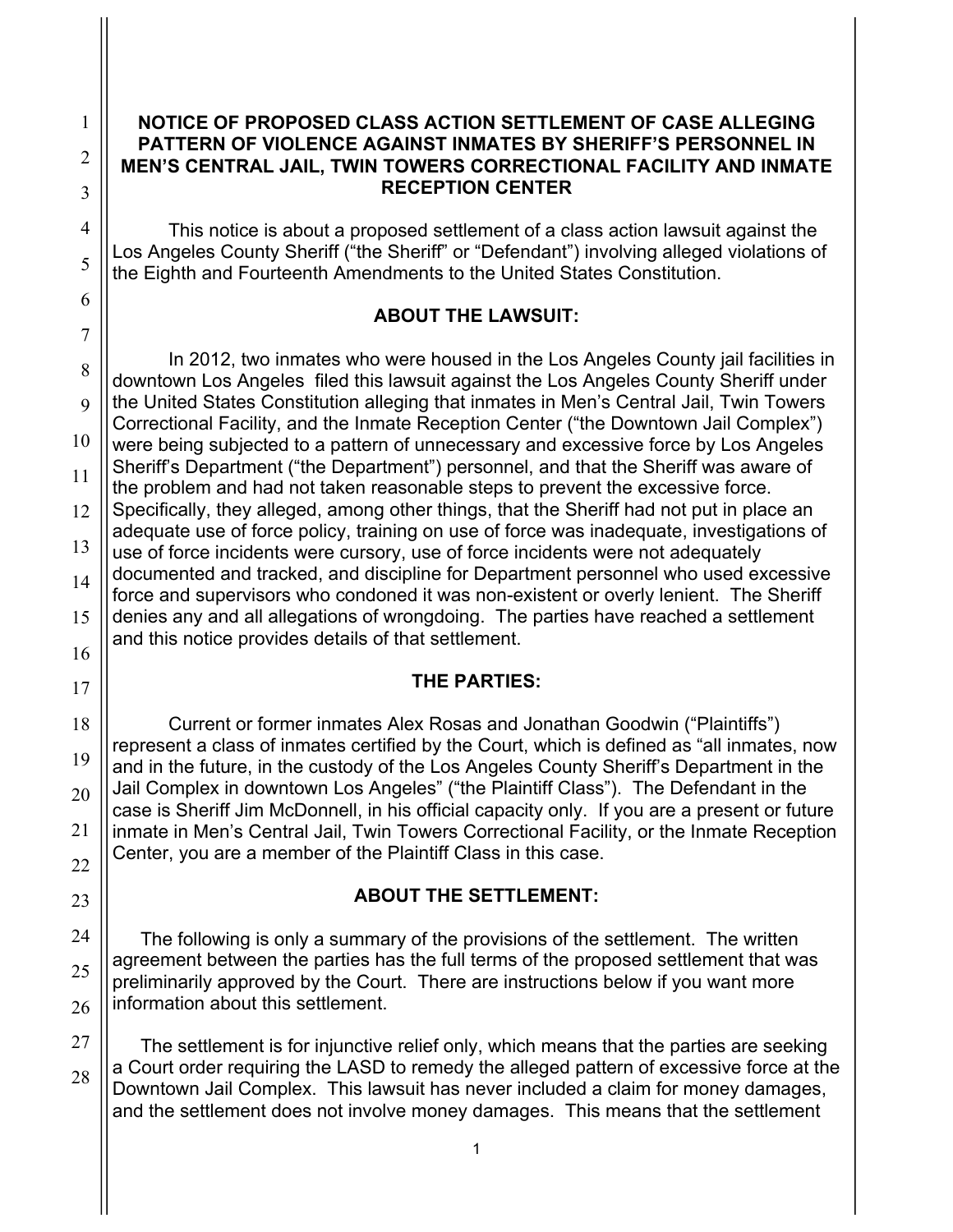# NOTICE OF PROPOSED CLASS ACTION SETTLEMENT OF CASE ALLEGING PATTERN OF VIOLENCE AGAINST INMATES BY SHERIFF'S PERSONNEL IN MEN'S CENTRAL JAIL, TWIN TOWERS CORRECTIONAL FACILITY AND INMATE RECEPTION CENTER

This notice is about a proposed settlement of a class action lawsuit against the Los Angeles County Sheriff ("the Sheriff" or "Defendant") involving alleged violations of the Eighth and Fourteenth Amendments to the United States Constitution.

## ABOUT THE LAWSUIT:

In 2012, two inmates who were housed in the Los Angeles County jail facilities in downtown Los Angeles filed this lawsuit against the Los Angeles County Sheriff under the United States Constitution alleging that inmates in Men's Central Jail, Twin Towers Correctional Facility, and the Inmate Reception Center ("the Downtown Jail Complex") were being subjected to a pattern of unnecessary and excessive force by Los Angeles Sheriff's Department ("the Department") personnel, and that the Sheriff was aware of the problem and had not taken reasonable steps to prevent the excessive force. Specifically, they alleged, among other things, that the Sheriff had not put in place an adequate use of force policy, training on use of force was inadequate, investigations of use of force incidents were cursory, use of force incidents were not adequately documented and tracked, and discipline for Department personnel who used excessive force and supervisors who condoned it was non-existent or overly lenient. The Sheriff denies any and all allegations of wrongdoing. The parties have reached a settlement and this notice provides details of that settlement.

## THE PARTIES:

Current or former inmates Alex Rosas and Jonathan Goodwin ("Plaintiffs") represent a class of inmates certified by the Court, which is defined as "all inmates, now and in the future, in the custody of the Los Angeles County Sheriff's Department in the Jail Complex in downtown Los Angeles" ("the Plaintiff Class"). The Defendant in the case is Sheriff Jim McDonnell, in his official capacity only. If you are a present or future inmate in Men's Central Jail, Twin Towers Correctional Facility, or the Inmate Reception Center, you are a member of the Plaintiff Class in this case.

## ABOUT THE SETTLEMENT:

The following is only a summary of the provisions of the settlement. The written agreement between the parties has the full terms of the proposed settlement that was preliminarily approved by the Court. There are instructions below if you want more information about this settlement.

The settlement is for injunctive relief only, which means that the parties are seeking a Court order requiring the LASD to remedy the alleged pattern of excessive force at the Downtown Jail Complex. This lawsuit has never included a claim for money damages, and the settlement does not involve money damages. This means that the settlement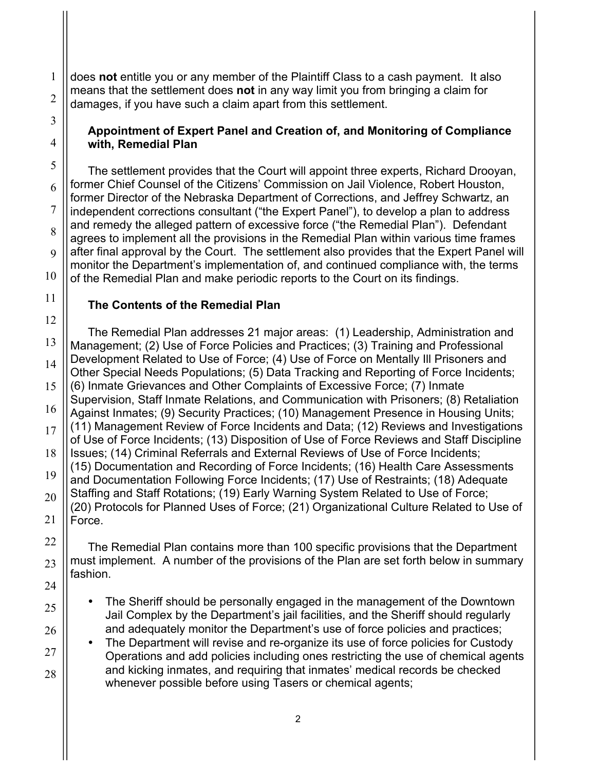does **not** entitle you or any member of the Plaintiff Class to a cash payment. It also means that the settlement does **not** in any way limit you from bringing a claim for damages, if you have such a claim apart from this settlement.

**Appointment of Expert Panel and Creation of, and Monitoring of Compliance with, Remedial Plan**

The settlement provides that the Court will appoint three experts, Richard Drooyan, former Chief Counsel of the Citizens' Commission on Jail Violence, Robert Houston, former Director of the Nebraska Department of Corrections, and Jeffrey Schwartz, an independent corrections consultant ("the Expert Panel"), to develop a plan to address and remedy the alleged pattern of excessive force ("the Remedial Plan"). Defendant agrees to implement all the provisions in the Remedial Plan within various time frames after final approval by the Court. The settlement also provides that the Expert Panel will monitor the Department's implementation of, and continued compliance with, the terms of the Remedial Plan and make periodic reports to the Court on its findings.

**The Contents of the Remedial Plan**

The Remedial Plan addresses 21 major areas: (1) Leadership, Administration and Management; (2) Use of Force Policies and Practices; (3) Training and Professional Development Related to Use of Force; (4) Use of Force on Mentally Ill Prisoners and Other Special Needs Populations; (5) Data Tracking and Reporting of Force Incidents; (6) Inmate Grievances and Other Complaints of Excessive Force; (7) Inmate Supervision, Staff Inmate Relations, and Communication with Prisoners; (8) Retaliation Against Inmates; (9) Security Practices; (10) Management Presence in Housing Units; (11) Management Review of Force Incidents and Data; (12) Reviews and Investigations of Use of Force Incidents; (13) Disposition of Use of Force Reviews and Staff Discipline Issues; (14) Criminal Referrals and External Reviews of Use of Force Incidents; (15) Documentation and Recording of Force Incidents; (16) Health Care Assessments and Documentation Following Force Incidents; (17) Use of Restraints; (18) Adequate Staffing and Staff Rotations; (19) Early Warning System Related to Use of Force; (20) Protocols for Planned Uses of Force; (21) Organizational Culture Related to Use of Force.

The Remedial Plan contains more than 100 specific provisions that the Department must implement. A number of the provisions of the Plan are set forth below in summary fashion.

- The Sheriff should be personally engaged in the management of the Downtown Jail Complex by the Department's jail facilities, and the Sheriff should regularly and adequately monitor the Department's use of force policies and practices;
- The Department will revise and re-organize its use of force policies for Custody Operations and add policies including ones restricting the use of chemical agents and kicking inmates, and requiring that inmates' medical records be checked whenever possible before using Tasers or chemical agents;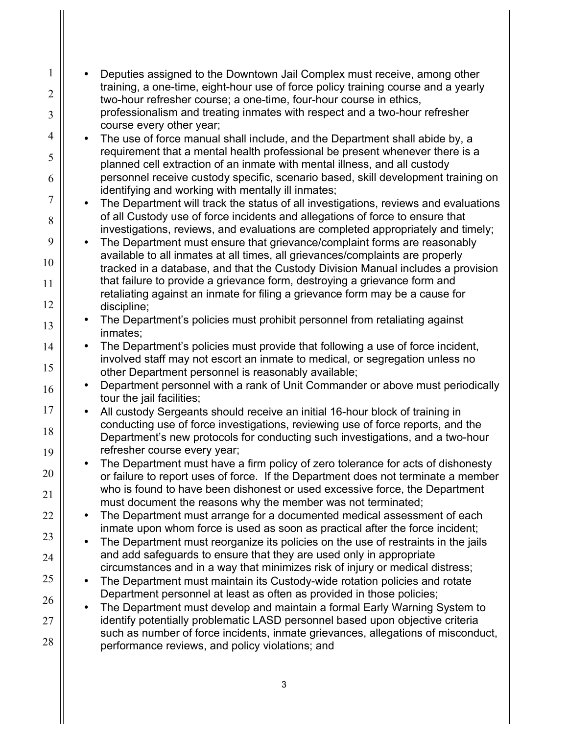- Deputies assigned to the Downtown Jail Complex must receive, among other training, a one-time, eight-hour use of force policy training course and a yearly two-hour refresher course; a one-time, four-hour course in ethics, professionalism and treating inmates with respect and a two-hour refresher course every other year;
- The use of force manual shall include, and the Department shall abide by, a requirement that a mental health professional be present whenever there is a planned cell extraction of an inmate with mental illness, and all custody personnel receive custody specific, scenario based, skill development training on identifying and working with mentally ill inmates;
- The Department will track the status of all investigations, reviews and evaluations of all Custody use of force incidents and allegations of force to ensure that investigations, reviews, and evaluations are completed appropriately and timely;
- The Department must ensure that grievance/complaint forms are reasonably available to all inmates at all times, all grievances/complaints are properly tracked in a database, and that the Custody Division Manual includes a provision that failure to provide a grievance form, destroying a grievance form and retaliating against an inmate for filing a grievance form may be a cause for discipline;
- The Department's policies must prohibit personnel from retaliating against inmates;
- The Department's policies must provide that following a use of force incident, involved staff may not escort an inmate to medical, or segregation unless no other Department personnel is reasonably available;
- Department personnel with a rank of Unit Commander or above must periodically tour the jail facilities;
- All custody Sergeants should receive an initial 16-hour block of training in conducting use of force investigations, reviewing use of force reports, and the Department's new protocols for conducting such investigations, and a two-hour refresher course every year;
- The Department must have a firm policy of zero tolerance for acts of dishonesty or failure to report uses of force. If the Department does not terminate a member who is found to have been dishonest or used excessive force, the Department must document the reasons why the member was not terminated;
- The Department must arrange for a documented medical assessment of each inmate upon whom force is used as soon as practical after the force incident;
- The Department must reorganize its policies on the use of restraints in the jails and add safeguards to ensure that they are used only in appropriate circumstances and in a way that minimizes risk of injury or medical distress;
- The Department must maintain its Custody-wide rotation policies and rotate Department personnel at least as often as provided in those policies;
- The Department must develop and maintain a formal Early Warning System to identify potentially problematic LASD personnel based upon objective criteria such as number of force incidents, inmate grievances, allegations of misconduct, performance reviews, and policy violations; and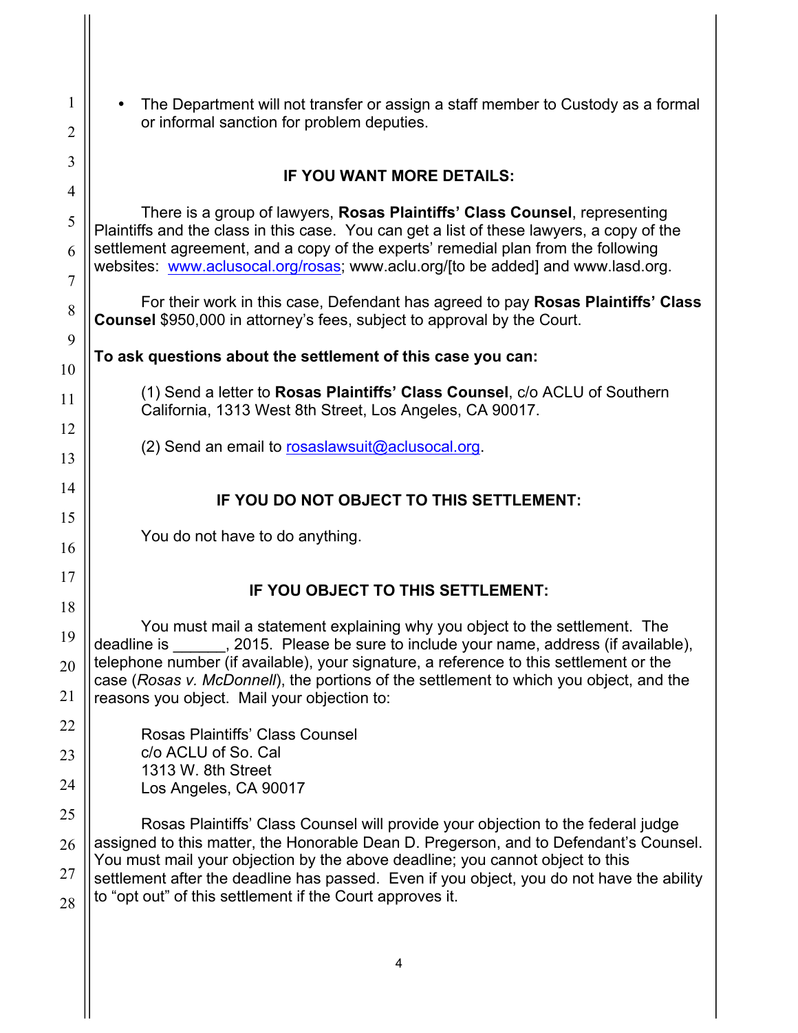- The Department will not transfer or assign a staff member to Custody as a formal or informal sanction for problem deputies.

## IF YOU WANT MORE DETAILS:

There is a group of lawyers, **Rosas Plaintiffs' Class Counsel**, representing Plaintiffs and the class in this case. You can get a list of these lawyers, a copy of the settlement agreement, and a copy of the experts' remedial plan from the following websites: www.aclusocal.org/rosas; www.aclu.org/[to be added] and www.lasd.org.

For their work in this case, Defendant has agreed to pay **Rosas Plaintiffs' Class Counsel** $950,000 in attorney's fees, subject to approval by the Court.

**To ask questions about the settlement of this case you can:**

(1) Send a letter to **Rosas Plaintiffs' Class Counsel**, c/o ACLU of Southern California, 1313 West 8th Street, Los Angeles, CA 90017.

(2) Send an email to rosaslawsuit@aclusocal.org.

## IF YOU DO NOT OBJECT TO THIS SETTLEMENT:

You do not have to do anything.

## IF YOU OBJECT TO THIS SETTLEMENT:

You must mail a statement explaining why you object to the settlement. The deadline is ______, 2015. Please be sure to include your name, address (if available), telephone number (if available), your signature, a reference to this settlement or the case (*Rosas v. McDonnell*), the portions of the settlement to which you object, and the reasons you object. Mail your objection to:

Rosas Plaintiffs' Class Counsel
c/o ACLU of So. Cal
1313 W. 8th Street
Los Angeles, CA 90017

Rosas Plaintiffs' Class Counsel will provide your objection to the federal judge assigned to this matter, the Honorable Dean D. Pregerson, and to Defendant's Counsel. You must mail your objection by the above deadline; you cannot object to this settlement after the deadline has passed. Even if you object, you do not have the ability to "opt out" of this settlement if the Court approves it.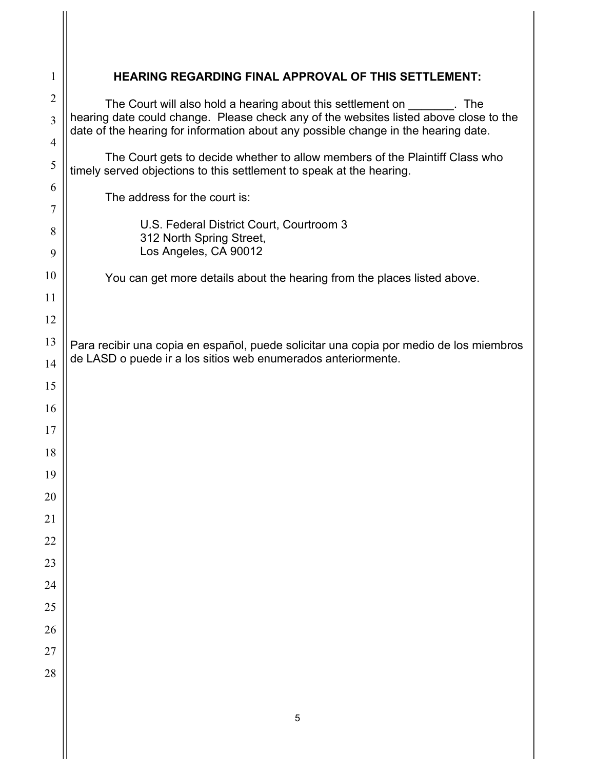## HEARING REGARDING FINAL APPROVAL OF THIS SETTLEMENT:

The Court will also hold a hearing about this settlement on _______. The hearing date could change. Please check any of the websites listed above close to the date of the hearing for information about any possible change in the hearing date.

The Court gets to decide whether to allow members of the Plaintiff Class who timely served objections to this settlement to speak at the hearing.

The address for the court is:

U.S. Federal District Court, Courtroom 3
312 North Spring Street,
Los Angeles, CA 90012

You can get more details about the hearing from the places listed above.

Para recibir una copia en español, puede solicitar una copia por medio de los miembros de LASD o puede ir a los sitios web enumerados anteriormente.